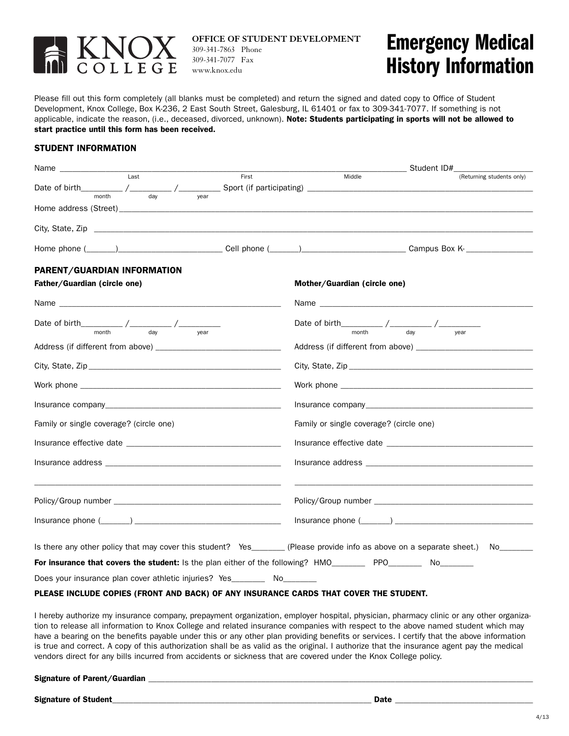**KNOX COLLEGE**

**OFFICE OF STUDENT DEVELOPMENT**
309-341-7863 Phone
309-341-7077 Fax
www.knox.edu

# Emergency Medical History Information

Please fill out this form completely (all blanks must be completed) and return the signed and dated copy to Office of Student Development, Knox College, Box K-236, 2 East South Street, Galesburg, IL 61401 or fax to 309-341-7077. If something is not applicable, indicate the reason, (i.e., deceased, divorced, unknown). **Note: Students participating in sports will not be allowed to start practice until this form has been received.**

## STUDENT INFORMATION

Name ______________________________________________ Student ID#__________________
(Last) (First) (Middle) (Returning students only)

Date of birth_________ /_________ /_________ Sport (if participating) ______________________________
(month) (day) (year)

Home address (Street)______________________________________________________________

City, State, Zip ____________________________________________________________________

Home phone (_______)______________________ Cell phone (_______)______________________ Campus Box K- _______________

## PARENT/GUARDIAN INFORMATION

**Father/Guardian (circle one)**

Name ______________________________________________

Date of birth_________ /_________ /_________
(month) (day) (year)

Address (if different from above) ____________________________

City, State, Zip ____________________________________________

Work phone ________________________________________________

Insurance company__________________________________________

Family or single coverage? (circle one)

Insurance effective date ___________________________________

Insurance address __________________________________________

____________________________________________________________

Policy/Group number ________________________________________

Insurance phone (_______) __________________________________

**Mother/Guardian (circle one)**

Name ______________________________________________

Date of birth_________ /_________ /_________
(month) (day) (year)

Address (if different from above) ____________________________

City, State, Zip ____________________________________________

Work phone ________________________________________________

Insurance company__________________________________________

Family or single coverage? (circle one)

Insurance effective date ___________________________________

Insurance address __________________________________________

____________________________________________________________

Policy/Group number ________________________________________

Insurance phone (_______) __________________________________

Is there any other policy that may cover this student? Yes_______ (Please provide info as above on a separate sheet.) No_______

**For insurance that covers the student:** Is the plan either of the following? HMO_______ PPO_______ No_______

Does your insurance plan cover athletic injuries? Yes_______ No_______

**PLEASE INCLUDE COPIES (FRONT AND BACK) OF ANY INSURANCE CARDS THAT COVER THE STUDENT.**

I hereby authorize my insurance company, prepayment organization, employer hospital, physician, pharmacy clinic or any other organization to release all information to Knox College and related insurance companies with respect to the above named student which may have a bearing on the benefits payable under this or any other plan providing benefits or services. I certify that the above information is true and correct. A copy of this authorization shall be as valid as the original. I authorize that the insurance agent pay the medical vendors direct for any bills incurred from accidents or sickness that are covered under the Knox College policy.

**Signature of Parent/Guardian** ____________________________________________________________

**Signature of Student**______________________________________________ **Date** ______________________

4/13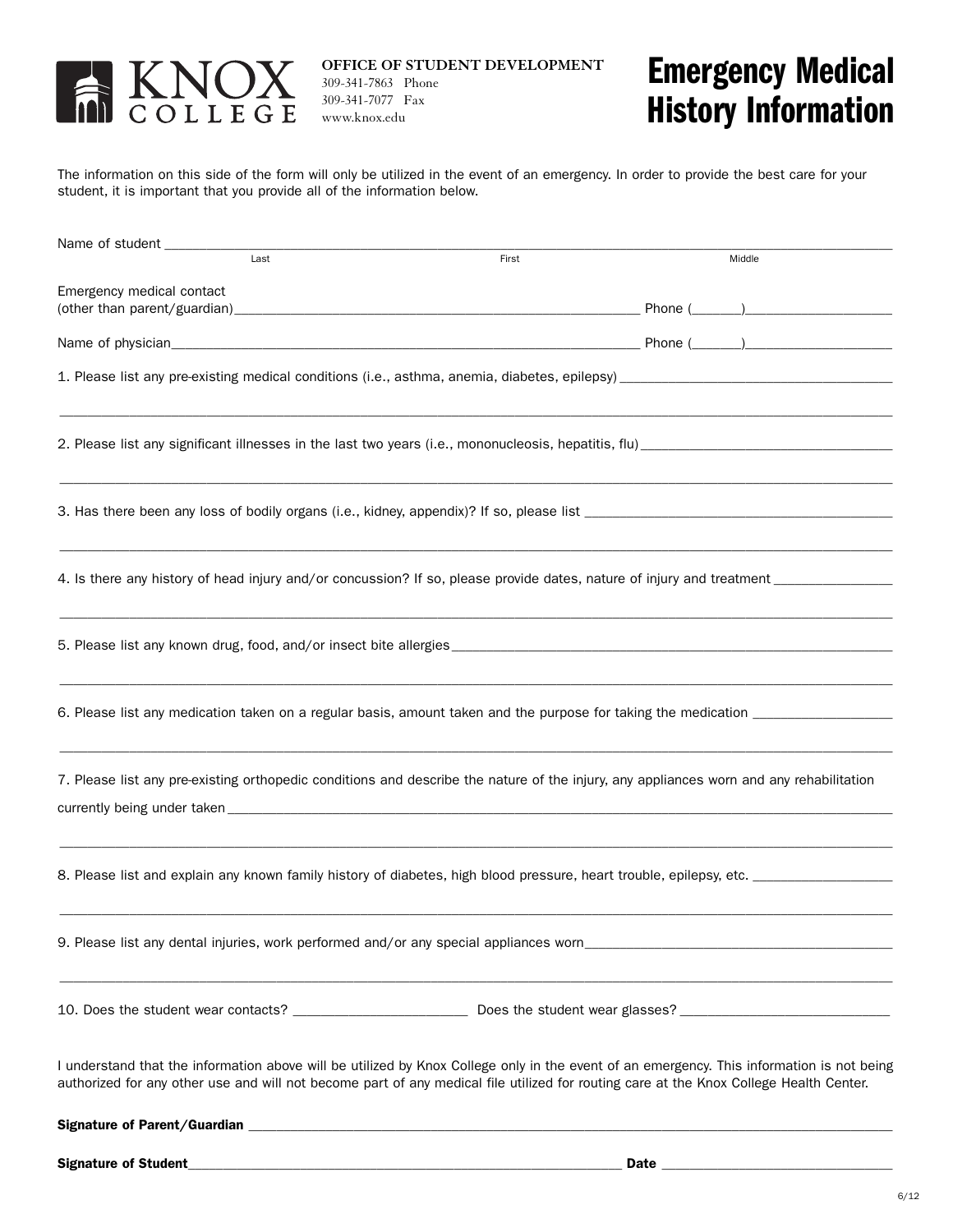KNOX COLLEGE

**OFFICE OF STUDENT DEVELOPMENT**
309-341-7863 Phone
309-341-7077 Fax
www.knox.edu

# Emergency Medical History Information

The information on this side of the form will only be utilized in the event of an emergency. In order to provide the best care for your student, it is important that you provide all of the information below.

Name of student ______________________________________________
Last First Middle

Emergency medical contact
(other than parent/guardian)______________________________ Phone (_______)____________________

Name of physician______________________________ Phone (_______)____________________

1. Please list any pre-existing medical conditions (i.e., asthma, anemia, diabetes, epilepsy) ______________________

______________________________________________

2. Please list any significant illnesses in the last two years (i.e., mononucleosis, hepatitis, flu) ______________________

______________________________________________

3. Has there been any loss of bodily organs (i.e., kidney, appendix)? If so, please list ______________________

______________________________________________

4. Is there any history of head injury and/or concussion? If so, please provide dates, nature of injury and treatment ______________________

______________________________________________

5. Please list any known drug, food, and/or insect bite allergies ______________________

______________________________________________

6. Please list any medication taken on a regular basis, amount taken and the purpose for taking the medication ______________________

______________________________________________

7. Please list any pre-existing orthopedic conditions and describe the nature of the injury, any appliances worn and any rehabilitation currently being under taken ______________________

______________________________________________

8. Please list and explain any known family history of diabetes, high blood pressure, heart trouble, epilepsy, etc. ______________________

______________________________________________

9. Please list any dental injuries, work performed and/or any special appliances worn ______________________

______________________________________________

10. Does the student wear contacts? ______________________ Does the student wear glasses? ______________________

I understand that the information above will be utilized by Knox College only in the event of an emergency. This information is not being authorized for any other use and will not become part of any medical file utilized for routing care at the Knox College Health Center.

**Signature of Parent/Guardian** ______________________________________________

**Signature of Student**______________________________ **Date** ______________________

6/12